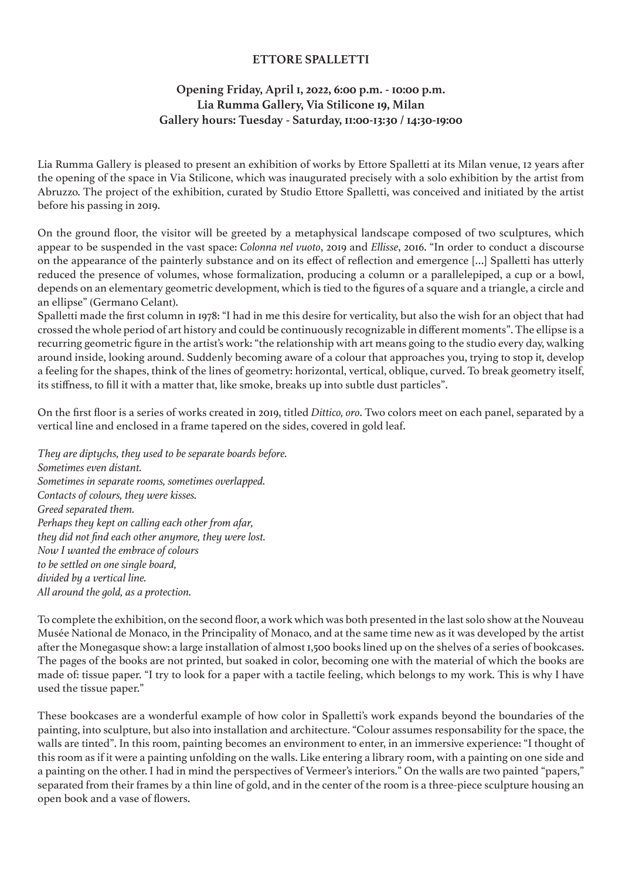# ETTORE SPALLETTI

**Opening Friday, April 1, 2022, 6:00 p.m. - 10:00 p.m.**
**Lia Rumma Gallery, Via Stilicone 19, Milan**
**Gallery hours: Tuesday - Saturday, 11:00-13:30 / 14:30-19:00**

Lia Rumma Gallery is pleased to present an exhibition of works by Ettore Spalletti at its Milan venue, 12 years after the opening of the space in Via Stilicone, which was inaugurated precisely with a solo exhibition by the artist from Abruzzo. The project of the exhibition, curated by Studio Ettore Spalletti, was conceived and initiated by the artist before his passing in 2019.

On the ground floor, the visitor will be greeted by a metaphysical landscape composed of two sculptures, which appear to be suspended in the vast space: *Colonna nel vuoto*, 2019 and *Ellisse*, 2016. "In order to conduct a discourse on the appearance of the painterly substance and on its effect of reflection and emergence [...] Spalletti has utterly reduced the presence of volumes, whose formalization, producing a column or a parallelepiped, a cup or a bowl, depends on an elementary geometric development, which is tied to the figures of a square and a triangle, a circle and an ellipse" (Germano Celant).
Spalletti made the first column in 1978: "I had in me this desire for verticality, but also the wish for an object that had crossed the whole period of art history and could be continuously recognizable in different moments". The ellipse is a recurring geometric figure in the artist's work: "the relationship with art means going to the studio every day, walking around inside, looking around. Suddenly becoming aware of a colour that approaches you, trying to stop it, develop a feeling for the shapes, think of the lines of geometry: horizontal, vertical, oblique, curved. To break geometry itself, its stiffness, to fill it with a matter that, like smoke, breaks up into subtle dust particles".

On the first floor is a series of works created in 2019, titled *Dittico, oro*. Two colors meet on each panel, separated by a vertical line and enclosed in a frame tapered on the sides, covered in gold leaf.

*They are diptychs, they used to be separate boards before.*
*Sometimes even distant.*
*Sometimes in separate rooms, sometimes overlapped.*
*Contacts of colours, they were kisses.*
*Greed separated them.*
*Perhaps they kept on calling each other from afar,*
*they did not find each other anymore, they were lost.*
*Now I wanted the embrace of colours*
*to be settled on one single board,*
*divided by a vertical line.*
*All around the gold, as a protection.*

To complete the exhibition, on the second floor, a work which was both presented in the last solo show at the Nouveau Musée National de Monaco, in the Principality of Monaco, and at the same time new as it was developed by the artist after the Monegasque show: a large installation of almost 1,500 books lined up on the shelves of a series of bookcases. The pages of the books are not printed, but soaked in color, becoming one with the material of which the books are made of: tissue paper. "I try to look for a paper with a tactile feeling, which belongs to my work. This is why I have used the tissue paper."

These bookcases are a wonderful example of how color in Spalletti's work expands beyond the boundaries of the painting, into sculpture, but also into installation and architecture. "Colour assumes responsability for the space, the walls are tinted". In this room, painting becomes an environment to enter, in an immersive experience: "I thought of this room as if it were a painting unfolding on the walls. Like entering a library room, with a painting on one side and a painting on the other. I had in mind the perspectives of Vermeer's interiors." On the walls are two painted "papers," separated from their frames by a thin line of gold, and in the center of the room is a three-piece sculpture housing an open book and a vase of flowers.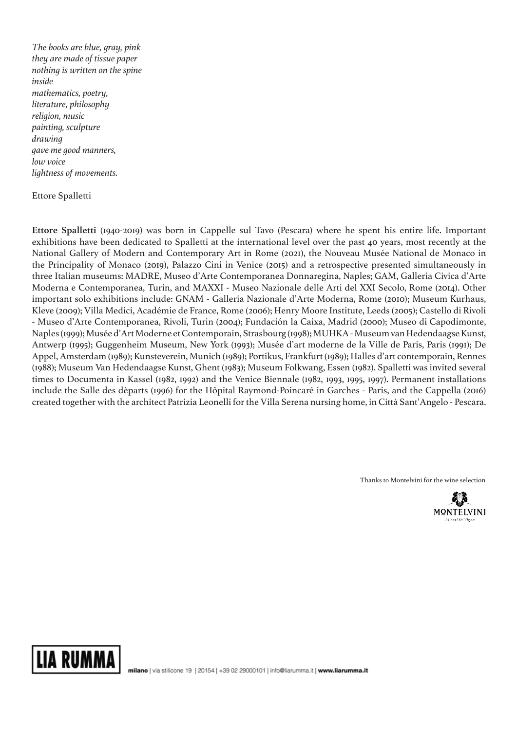*The books are blue, gray, pink*
*they are made of tissue paper*
*nothing is written on the spine*
*inside*
*mathematics, poetry,*
*literature, philosophy*
*religion, music*
*painting, sculpture*
*drawing*
*gave me good manners,*
*low voice*
*lightness of movements.*

Ettore Spalletti

**Ettore Spalletti** (1940-2019) was born in Cappelle sul Tavo (Pescara) where he spent his entire life. Important exhibitions have been dedicated to Spalletti at the international level over the past 40 years, most recently at the National Gallery of Modern and Contemporary Art in Rome (2021), the Nouveau Musée National de Monaco in the Principality of Monaco (2019), Palazzo Cini in Venice (2015) and a retrospective presented simultaneously in three Italian museums: MADRE, Museo d'Arte Contemporanea Donnaregina, Naples; GAM, Galleria Civica d'Arte Moderna e Contemporanea, Turin, and MAXXI - Museo Nazionale delle Arti del XXI Secolo, Rome (2014). Other important solo exhibitions include: GNAM - Galleria Nazionale d'Arte Moderna, Rome (2010); Museum Kurhaus, Kleve (2009); Villa Medici, Académie de France, Rome (2006); Henry Moore Institute, Leeds (2005); Castello di Rivoli - Museo d'Arte Contemporanea, Rivoli, Turin (2004); Fundación la Caixa, Madrid (2000); Museo di Capodimonte, Naples (1999); Musée d'Art Moderne et Contemporain, Strasbourg (1998); MUHKA - Museum van Hedendaagse Kunst, Antwerp (1995); Guggenheim Museum, New York (1993); Musée d'art moderne de la Ville de Paris, Paris (1991); De Appel, Amsterdam (1989); Kunsteverein, Munich (1989); Portikus, Frankfurt (1989); Halles d'art contemporain, Rennes (1988); Museum Van Hedendaagse Kunst, Ghent (1983); Museum Folkwang, Essen (1982). Spalletti was invited several times to Documenta in Kassel (1982, 1992) and the Venice Biennale (1982, 1993, 1995, 1997). Permanent installations include the Salle des dèparts (1996) for the Hôpital Raymond-Poincaré in Garches - Paris, and the Cappella (2016) created together with the architect Patrizia Leonelli for the Villa Serena nursing home, in Città Sant'Angelo - Pescara.

Thanks to Montelvini for the wine selection

MONTELVINI
Alleati in Vigna

LIA RUMMA

**milano** | via stilicone 19 | 20154 | +39 02 29000101 | info@liarumma.it | **www.liarumma.it**